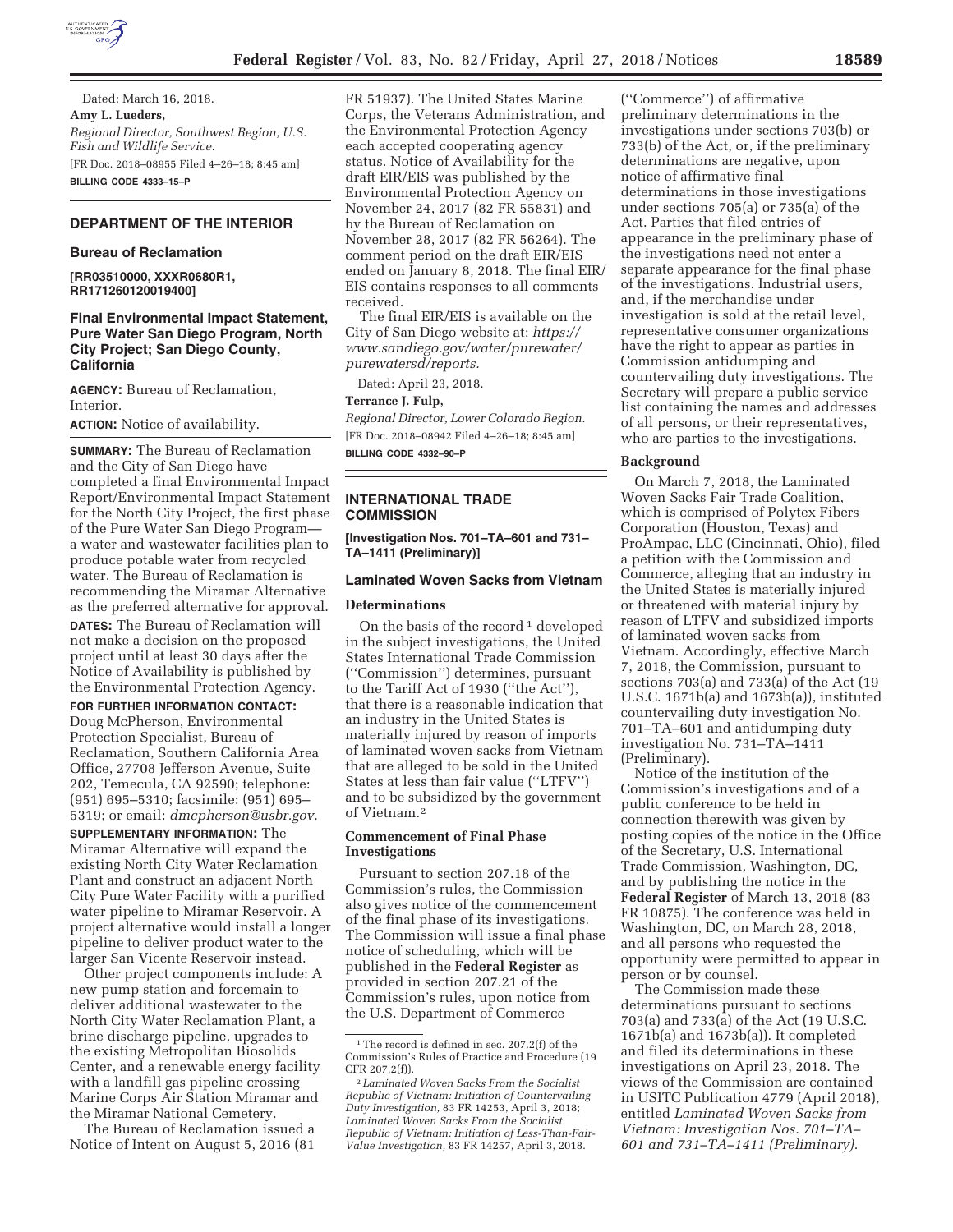Dated: March 16, 2018.

**Amy L. Lueders,**

*Regional Director, Southwest Region, U.S. Fish and Wildlife Service.*

[FR Doc. 2018–08955 Filed 4–26–18; 8:45 am]

**BILLING CODE 4333–15–P**

## DEPARTMENT OF THE INTERIOR

### Bureau of Reclamation

**[RR03510000, XXXR0680R1, RR171260120019400]**

### Final Environmental Impact Statement, Pure Water San Diego Program, North City Project; San Diego County, California

**AGENCY:** Bureau of Reclamation, Interior.

**ACTION:** Notice of availability.

**SUMMARY:** The Bureau of Reclamation and the City of San Diego have completed a final Environmental Impact Report/Environmental Impact Statement for the North City Project, the first phase of the Pure Water San Diego Program—a water and wastewater facilities plan to produce potable water from recycled water. The Bureau of Reclamation is recommending the Miramar Alternative as the preferred alternative for approval.

**DATES:** The Bureau of Reclamation will not make a decision on the proposed project until at least 30 days after the Notice of Availability is published by the Environmental Protection Agency.

**FOR FURTHER INFORMATION CONTACT:** Doug McPherson, Environmental Protection Specialist, Bureau of Reclamation, Southern California Area Office, 27708 Jefferson Avenue, Suite 202, Temecula, CA 92590; telephone: (951) 695–5310; facsimile: (951) 695–5319; or email: *dmcpherson@usbr.gov.*

**SUPPLEMENTARY INFORMATION:** The Miramar Alternative will expand the existing North City Water Reclamation Plant and construct an adjacent North City Pure Water Facility with a purified water pipeline to Miramar Reservoir. A project alternative would install a longer pipeline to deliver product water to the larger San Vicente Reservoir instead.

Other project components include: A new pump station and forcemain to deliver additional wastewater to the North City Water Reclamation Plant, a brine discharge pipeline, upgrades to the existing Metropolitan Biosolids Center, and a renewable energy facility with a landfill gas pipeline crossing Marine Corps Air Station Miramar and the Miramar National Cemetery.

The Bureau of Reclamation issued a Notice of Intent on August 5, 2016 (81 FR 51937). The United States Marine Corps, the Veterans Administration, and the Environmental Protection Agency each accepted cooperating agency status. Notice of Availability for the draft EIR/EIS was published by the Environmental Protection Agency on November 24, 2017 (82 FR 55831) and by the Bureau of Reclamation on November 28, 2017 (82 FR 56264). The comment period on the draft EIR/EIS ended on January 8, 2018. The final EIR/EIS contains responses to all comments received.

The final EIR/EIS is available on the City of San Diego website at: *https://www.sandiego.gov/water/purewater/purewatersd/reports.*

Dated: April 23, 2018.

**Terrance J. Fulp,**

*Regional Director, Lower Colorado Region.*

[FR Doc. 2018–08942 Filed 4–26–18; 8:45 am]

**BILLING CODE 4332–90–P**

## INTERNATIONAL TRADE COMMISSION

**[Investigation Nos. 701–TA–601 and 731–TA–1411 (Preliminary)]**

### Laminated Woven Sacks from Vietnam

#### Determinations

On the basis of the record[1] developed in the subject investigations, the United States International Trade Commission (''Commission'') determines, pursuant to the Tariff Act of 1930 (''the Act''), that there is a reasonable indication that an industry in the United States is materially injured by reason of imports of laminated woven sacks from Vietnam that are alleged to be sold in the United States at less than fair value (''LTFV'') and to be subsidized by the government of Vietnam.[2]

#### Commencement of Final Phase Investigations

Pursuant to section 207.18 of the Commission's rules, the Commission also gives notice of the commencement of the final phase of its investigations. The Commission will issue a final phase notice of scheduling, which will be published in the **Federal Register** as provided in section 207.21 of the Commission's rules, upon notice from the U.S. Department of Commerce (''Commerce'') of affirmative preliminary determinations in the investigations under sections 703(b) or 733(b) of the Act, or, if the preliminary determinations are negative, upon notice of affirmative final determinations in those investigations under sections 705(a) or 735(a) of the Act. Parties that filed entries of appearance in the preliminary phase of the investigations need not enter a separate appearance for the final phase of the investigations. Industrial users, and, if the merchandise under investigation is sold at the retail level, representative consumer organizations have the right to appear as parties in Commission antidumping and countervailing duty investigations. The Secretary will prepare a public service list containing the names and addresses of all persons, or their representatives, who are parties to the investigations.

#### Background

On March 7, 2018, the Laminated Woven Sacks Fair Trade Coalition, which is comprised of Polytex Fibers Corporation (Houston, Texas) and ProAmpac, LLC (Cincinnati, Ohio), filed a petition with the Commission and Commerce, alleging that an industry in the United States is materially injured or threatened with material injury by reason of LTFV and subsidized imports of laminated woven sacks from Vietnam. Accordingly, effective March 7, 2018, the Commission, pursuant to sections 703(a) and 733(a) of the Act (19 U.S.C. 1671b(a) and 1673b(a)), instituted countervailing duty investigation No. 701–TA–601 and antidumping duty investigation No. 731–TA–1411 (Preliminary).

Notice of the institution of the Commission's investigations and of a public conference to be held in connection therewith was given by posting copies of the notice in the Office of the Secretary, U.S. International Trade Commission, Washington, DC, and by publishing the notice in the **Federal Register** of March 13, 2018 (83 FR 10875). The conference was held in Washington, DC, on March 28, 2018, and all persons who requested the opportunity were permitted to appear in person or by counsel.

The Commission made these determinations pursuant to sections 703(a) and 733(a) of the Act (19 U.S.C. 1671b(a) and 1673b(a)). It completed and filed its determinations in these investigations on April 23, 2018. The views of the Commission are contained in USITC Publication 4779 (April 2018), entitled *Laminated Woven Sacks from Vietnam: Investigation Nos. 701–TA–601 and 731–TA–1411 (Preliminary).*

---

[1] The record is defined in sec. 207.2(f) of the Commission's Rules of Practice and Procedure (19 CFR 207.2(f)).

[2] *Laminated Woven Sacks From the Socialist Republic of Vietnam: Initiation of Countervailing Duty Investigation,* 83 FR 14253, April 3, 2018; *Laminated Woven Sacks From the Socialist Republic of Vietnam: Initiation of Less-Than-Fair-Value Investigation,* 83 FR 14257, April 3, 2018.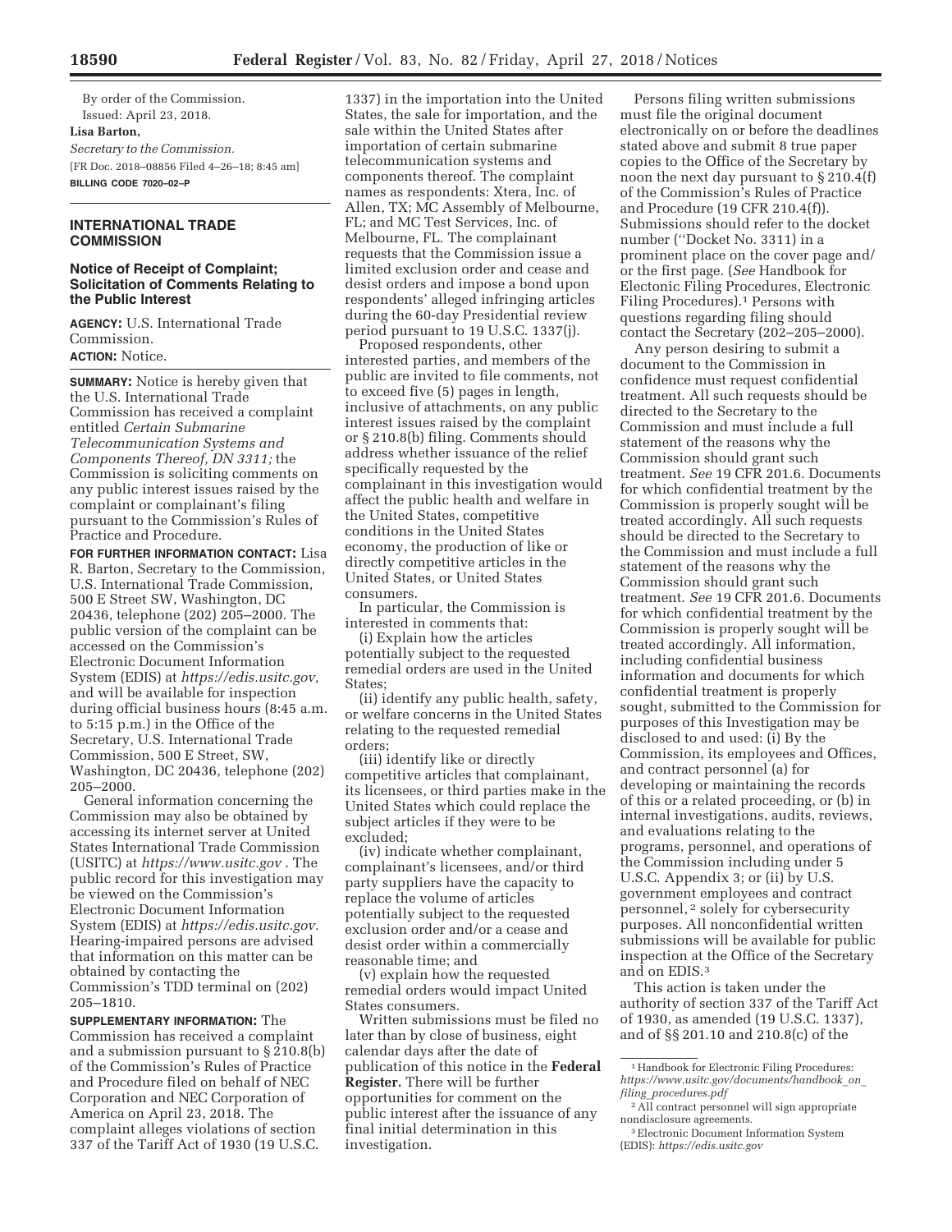By order of the Commission.

Issued: April 23, 2018.

**Lisa Barton,**

*Secretary to the Commission.*

[FR Doc. 2018–08856 Filed 4–26–18; 8:45 am]

**BILLING CODE 7020–02–P**

## INTERNATIONAL TRADE COMMISSION

### Notice of Receipt of Complaint; Solicitation of Comments Relating to the Public Interest

**AGENCY:** U.S. International Trade Commission.

**ACTION:** Notice.

**SUMMARY:** Notice is hereby given that the U.S. International Trade Commission has received a complaint entitled *Certain Submarine Telecommunication Systems and Components Thereof, DN 3311;* the Commission is soliciting comments on any public interest issues raised by the complaint or complainant's filing pursuant to the Commission's Rules of Practice and Procedure.

**FOR FURTHER INFORMATION CONTACT:** Lisa R. Barton, Secretary to the Commission, U.S. International Trade Commission, 500 E Street SW, Washington, DC 20436, telephone (202) 205–2000. The public version of the complaint can be accessed on the Commission's Electronic Document Information System (EDIS) at *https://edis.usitc.gov,* and will be available for inspection during official business hours (8:45 a.m. to 5:15 p.m.) in the Office of the Secretary, U.S. International Trade Commission, 500 E Street, SW, Washington, DC 20436, telephone (202) 205–2000.

General information concerning the Commission may also be obtained by accessing its internet server at United States International Trade Commission (USITC) at *https://www.usitc.gov* . The public record for this investigation may be viewed on the Commission's Electronic Document Information System (EDIS) at *https://edis.usitc.gov.* Hearing-impaired persons are advised that information on this matter can be obtained by contacting the Commission's TDD terminal on (202) 205–1810.

**SUPPLEMENTARY INFORMATION:** The Commission has received a complaint and a submission pursuant to § 210.8(b) of the Commission's Rules of Practice and Procedure filed on behalf of NEC Corporation and NEC Corporation of America on April 23, 2018. The complaint alleges violations of section 337 of the Tariff Act of 1930 (19 U.S.C. 1337) in the importation into the United States, the sale for importation, and the sale within the United States after importation of certain submarine telecommunication systems and components thereof. The complaint names as respondents: Xtera, Inc. of Allen, TX; MC Assembly of Melbourne, FL; and MC Test Services, Inc. of Melbourne, FL. The complainant requests that the Commission issue a limited exclusion order and cease and desist orders and impose a bond upon respondents' alleged infringing articles during the 60-day Presidential review period pursuant to 19 U.S.C. 1337(j).

Proposed respondents, other interested parties, and members of the public are invited to file comments, not to exceed five (5) pages in length, inclusive of attachments, on any public interest issues raised by the complaint or § 210.8(b) filing. Comments should address whether issuance of the relief specifically requested by the complainant in this investigation would affect the public health and welfare in the United States, competitive conditions in the United States economy, the production of like or directly competitive articles in the United States, or United States consumers.

In particular, the Commission is interested in comments that:

(i) Explain how the articles potentially subject to the requested remedial orders are used in the United States;

(ii) identify any public health, safety, or welfare concerns in the United States relating to the requested remedial orders;

(iii) identify like or directly competitive articles that complainant, its licensees, or third parties make in the United States which could replace the subject articles if they were to be excluded;

(iv) indicate whether complainant, complainant's licensees, and/or third party suppliers have the capacity to replace the volume of articles potentially subject to the requested exclusion order and/or a cease and desist order within a commercially reasonable time; and

(v) explain how the requested remedial orders would impact United States consumers.

Written submissions must be filed no later than by close of business, eight calendar days after the date of publication of this notice in the **Federal Register.** There will be further opportunities for comment on the public interest after the issuance of any final initial determination in this investigation.

Persons filing written submissions must file the original document electronically on or before the deadlines stated above and submit 8 true paper copies to the Office of the Secretary by noon the next day pursuant to § 210.4(f) of the Commission's Rules of Practice and Procedure (19 CFR 210.4(f)). Submissions should refer to the docket number (''Docket No. 3311) in a prominent place on the cover page and/or the first page. (*See* Handbook for Electonic Filing Procedures, Electronic Filing Procedures).[1] Persons with questions regarding filing should contact the Secretary (202–205–2000).

Any person desiring to submit a document to the Commission in confidence must request confidential treatment. All such requests should be directed to the Secretary to the Commission and must include a full statement of the reasons why the Commission should grant such treatment. *See* 19 CFR 201.6. Documents for which confidential treatment by the Commission is properly sought will be treated accordingly. All such requests should be directed to the Secretary to the Commission and must include a full statement of the reasons why the Commission should grant such treatment. *See* 19 CFR 201.6. Documents for which confidential treatment by the Commission is properly sought will be treated accordingly. All information, including confidential business information and documents for which confidential treatment is properly sought, submitted to the Commission for purposes of this Investigation may be disclosed to and used: (i) By the Commission, its employees and Offices, and contract personnel (a) for developing or maintaining the records of this or a related proceeding, or (b) in internal investigations, audits, reviews, and evaluations relating to the programs, personnel, and operations of the Commission including under 5 U.S.C. Appendix 3; or (ii) by U.S. government employees and contract personnel, [2] solely for cybersecurity purposes. All nonconfidential written submissions will be available for public inspection at the Office of the Secretary and on EDIS.[3]

This action is taken under the authority of section 337 of the Tariff Act of 1930, as amended (19 U.S.C. 1337), and of §§ 201.10 and 210.8(c) of the

---

[1] Handbook for Electronic Filing Procedures: *https://www.usitc.gov/documents/handbook_on_filing_procedures.pdf*

[2] All contract personnel will sign appropriate nondisclosure agreements.

[3] Electronic Document Information System (EDIS): *https://edis.usitc.gov*